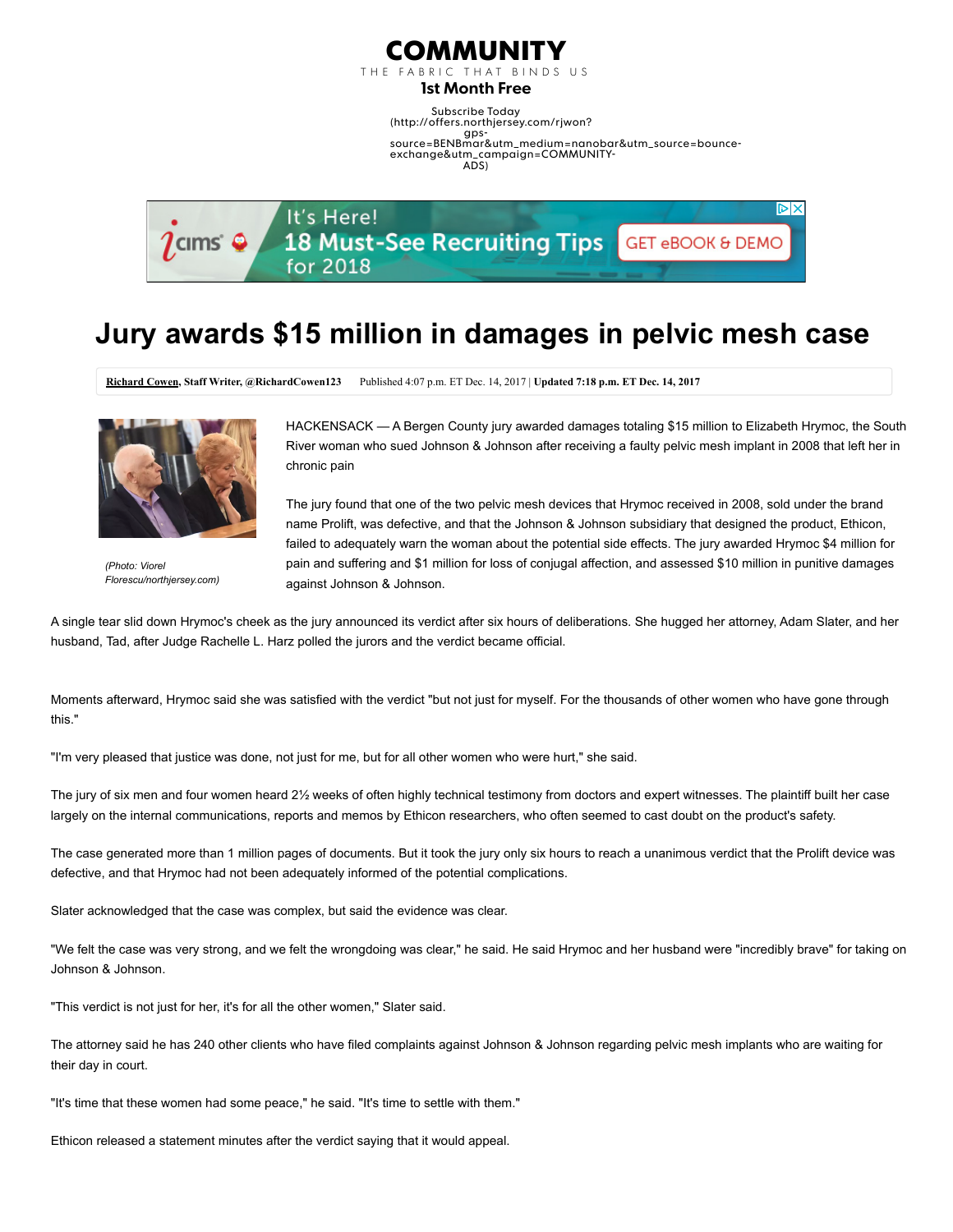COMMUNITY

THE FABRIC THAT BINDS US

1st Month Free

Subscribe Today (http://offers.northjersey.com/rjwon?gps-source=BENBmar&utm_medium=nanobar&utm_source=bounce-exchange&utm_campaign=COMMUNITY-ADS)

# Jury awards $15 million in damages in pelvic mesh case

Richard Cowen, Staff Writer, @RichardCowen123 Published 4:07 p.m. ET Dec. 14, 2017 | **Updated 7:18 p.m. ET Dec. 14, 2017**

*(Photo: Viorel Florescu/northjersey.com)*

HACKENSACK — A Bergen County jury awarded damages totaling $15 million to Elizabeth Hrymoc, the South River woman who sued Johnson & Johnson after receiving a faulty pelvic mesh implant in 2008 that left her in chronic pain

The jury found that one of the two pelvic mesh devices that Hrymoc received in 2008, sold under the brand name Prolift, was defective, and that the Johnson & Johnson subsidiary that designed the product, Ethicon, failed to adequately warn the woman about the potential side effects. The jury awarded Hrymoc $4 million for pain and suffering and $1 million for loss of conjugal affection, and assessed $10 million in punitive damages against Johnson & Johnson.

A single tear slid down Hrymoc's cheek as the jury announced its verdict after six hours of deliberations. She hugged her attorney, Adam Slater, and her husband, Tad, after Judge Rachelle L. Harz polled the jurors and the verdict became official.

Moments afterward, Hrymoc said she was satisfied with the verdict "but not just for myself. For the thousands of other women who have gone through this."

"I'm very pleased that justice was done, not just for me, but for all other women who were hurt," she said.

The jury of six men and four women heard 2½ weeks of often highly technical testimony from doctors and expert witnesses. The plaintiff built her case largely on the internal communications, reports and memos by Ethicon researchers, who often seemed to cast doubt on the product's safety.

The case generated more than 1 million pages of documents. But it took the jury only six hours to reach a unanimous verdict that the Prolift device was defective, and that Hrymoc had not been adequately informed of the potential complications.

Slater acknowledged that the case was complex, but said the evidence was clear.

"We felt the case was very strong, and we felt the wrongdoing was clear," he said. He said Hrymoc and her husband were "incredibly brave" for taking on Johnson & Johnson.

"This verdict is not just for her, it's for all the other women," Slater said.

The attorney said he has 240 other clients who have filed complaints against Johnson & Johnson regarding pelvic mesh implants who are waiting for their day in court.

"It's time that these women had some peace," he said. "It's time to settle with them."

Ethicon released a statement minutes after the verdict saying that it would appeal.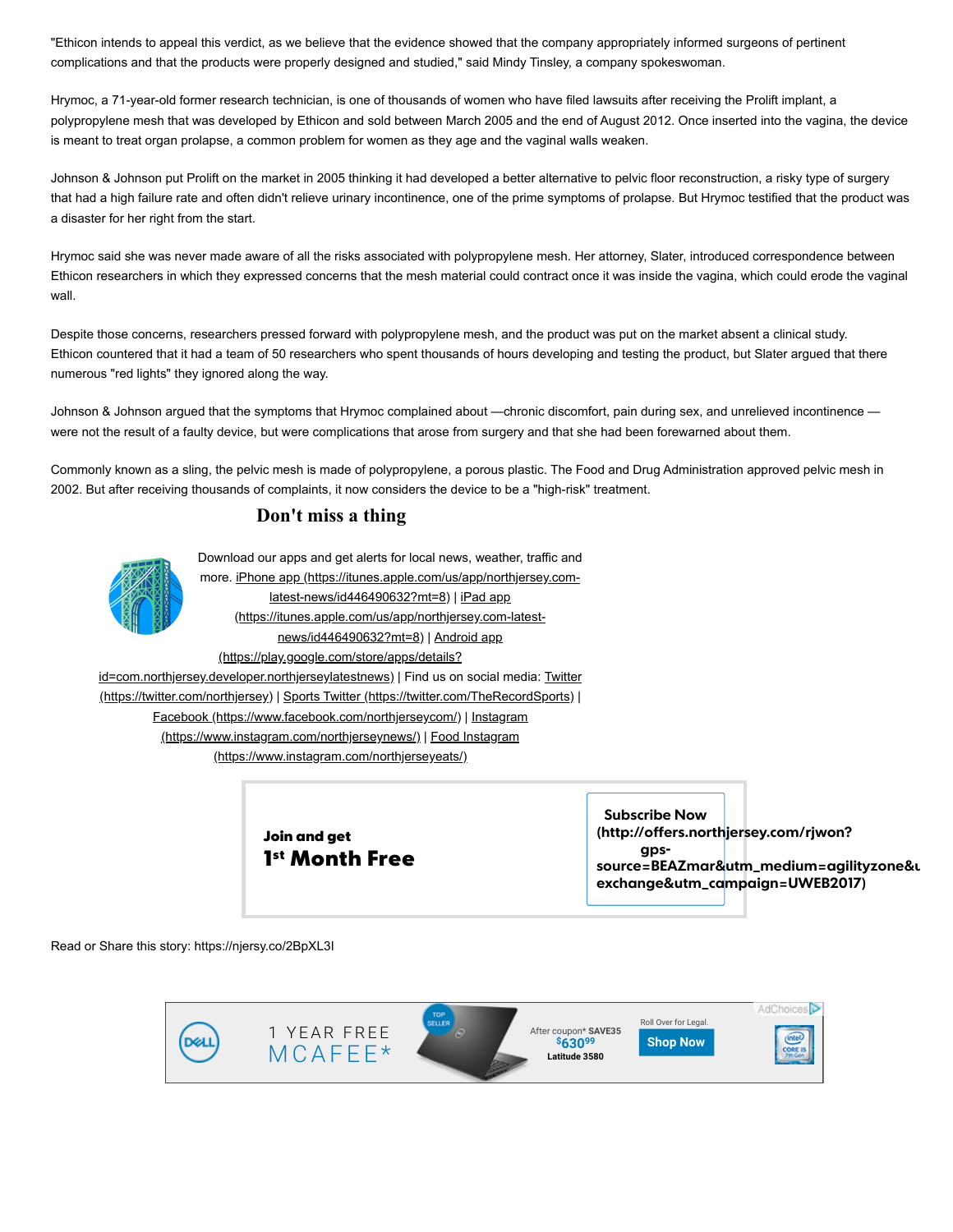"Ethicon intends to appeal this verdict, as we believe that the evidence showed that the company appropriately informed surgeons of pertinent complications and that the products were properly designed and studied," said Mindy Tinsley, a company spokeswoman.

Hrymoc, a 71-year-old former research technician, is one of thousands of women who have filed lawsuits after receiving the Prolift implant, a polypropylene mesh that was developed by Ethicon and sold between March 2005 and the end of August 2012. Once inserted into the vagina, the device is meant to treat organ prolapse, a common problem for women as they age and the vaginal walls weaken.

Johnson & Johnson put Prolift on the market in 2005 thinking it had developed a better alternative to pelvic floor reconstruction, a risky type of surgery that had a high failure rate and often didn't relieve urinary incontinence, one of the prime symptoms of prolapse. But Hrymoc testified that the product was a disaster for her right from the start.

Hrymoc said she was never made aware of all the risks associated with polypropylene mesh. Her attorney, Slater, introduced correspondence between Ethicon researchers in which they expressed concerns that the mesh material could contract once it was inside the vagina, which could erode the vaginal wall.

Despite those concerns, researchers pressed forward with polypropylene mesh, and the product was put on the market absent a clinical study. Ethicon countered that it had a team of 50 researchers who spent thousands of hours developing and testing the product, but Slater argued that there numerous "red lights" they ignored along the way.

Johnson & Johnson argued that the symptoms that Hrymoc complained about —chronic discomfort, pain during sex, and unrelieved incontinence — were not the result of a faulty device, but were complications that arose from surgery and that she had been forewarned about them.

Commonly known as a sling, the pelvic mesh is made of polypropylene, a porous plastic. The Food and Drug Administration approved pelvic mesh in 2002. But after receiving thousands of complaints, it now considers the device to be a "high-risk" treatment.

## Don't miss a thing

Download our apps and get alerts for local news, weather, traffic and more. iPhone app (https://itunes.apple.com/us/app/northjersey.com-latest-news/id446490632?mt=8) | iPad app (https://itunes.apple.com/us/app/northjersey.com-latest-news/id446490632?mt=8) | Android app (https://play.google.com/store/apps/details?id=com.northjersey.developer.northjerseylatestnews) | Find us on social media: Twitter (https://twitter.com/northjersey) | Sports Twitter (https://twitter.com/TheRecordSports) | Facebook (https://www.facebook.com/northjerseycom/) | Instagram (https://www.instagram.com/northjerseynews/) | Food Instagram (https://www.instagram.com/northjerseyeats/)

**Join and get**
**1st Month Free**

**Subscribe Now (http://offers.northjersey.com/rjwon?gps-source=BEAZmar&utm_medium=agilityzone&utm_source=exchange&utm_campaign=UWEB2017)**

Read or Share this story: https://njersy.co/2BpXL3I